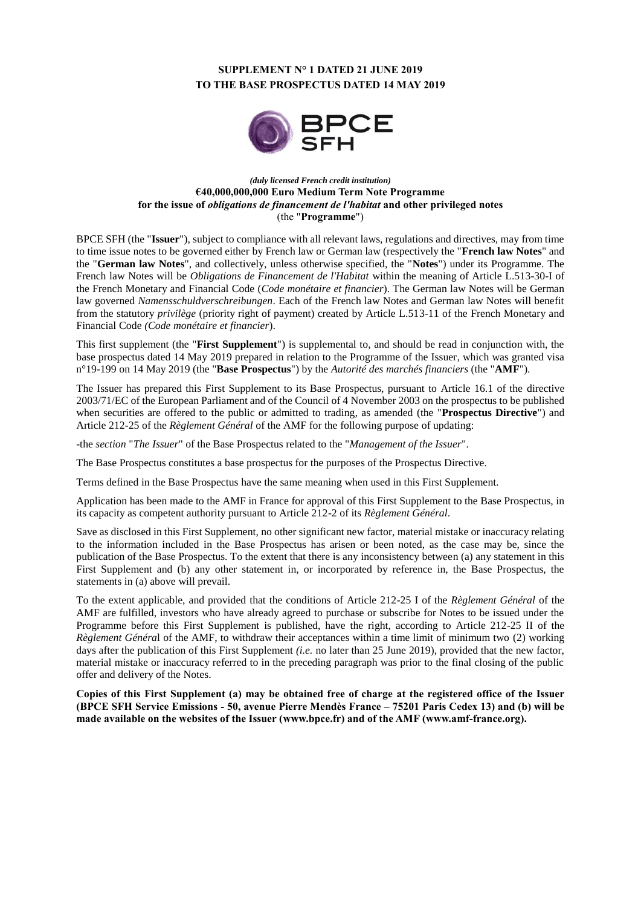**SUPPLEMENT N° 1 DATED 21 JUNE 2019**
**TO THE BASE PROSPECTUS DATED 14 MAY 2019**

BPCE SFH

*(duly licensed French credit institution)*
**€40,000,000,000 Euro Medium Term Note Programme**
**for the issue of *obligations de financement de l'habitat* and other privileged notes**
(the "**Programme**")

BPCE SFH (the "**Issuer**"), subject to compliance with all relevant laws, regulations and directives, may from time to time issue notes to be governed either by French law or German law (respectively the "**French law Notes**" and the "**German law Notes**", and collectively, unless otherwise specified, the "**Notes**") under its Programme. The French law Notes will be *Obligations de Financement de l'Habitat* within the meaning of Article L.513-30-I of the French Monetary and Financial Code (*Code monétaire et financier*). The German law Notes will be German law governed *Namensschuldverschreibungen*. Each of the French law Notes and German law Notes will benefit from the statutory *privilège* (priority right of payment) created by Article L.513-11 of the French Monetary and Financial Code *(Code monétaire et financier*).

This first supplement (the "**First Supplement**") is supplemental to, and should be read in conjunction with, the base prospectus dated 14 May 2019 prepared in relation to the Programme of the Issuer, which was granted visa n°19-199 on 14 May 2019 (the "**Base Prospectus**") by the *Autorité des marchés financiers* (the "**AMF**").

The Issuer has prepared this First Supplement to its Base Prospectus, pursuant to Article 16.1 of the directive 2003/71/EC of the European Parliament and of the Council of 4 November 2003 on the prospectus to be published when securities are offered to the public or admitted to trading, as amended (the "**Prospectus Directive**") and Article 212-25 of the *Règlement Général* of the AMF for the following purpose of updating:

-the *section* "*The Issuer*" of the Base Prospectus related to the "*Management of the Issuer*".

The Base Prospectus constitutes a base prospectus for the purposes of the Prospectus Directive.

Terms defined in the Base Prospectus have the same meaning when used in this First Supplement.

Application has been made to the AMF in France for approval of this First Supplement to the Base Prospectus, in its capacity as competent authority pursuant to Article 212-2 of its *Règlement Général*.

Save as disclosed in this First Supplement, no other significant new factor, material mistake or inaccuracy relating to the information included in the Base Prospectus has arisen or been noted, as the case may be, since the publication of the Base Prospectus. To the extent that there is any inconsistency between (a) any statement in this First Supplement and (b) any other statement in, or incorporated by reference in, the Base Prospectus, the statements in (a) above will prevail.

To the extent applicable, and provided that the conditions of Article 212-25 I of the *Règlement Général* of the AMF are fulfilled, investors who have already agreed to purchase or subscribe for Notes to be issued under the Programme before this First Supplement is published, have the right, according to Article 212-25 II of the *Règlement Général* of the AMF, to withdraw their acceptances within a time limit of minimum two (2) working days after the publication of this First Supplement *(i.e.* no later than 25 June 2019), provided that the new factor, material mistake or inaccuracy referred to in the preceding paragraph was prior to the final closing of the public offer and delivery of the Notes.

**Copies of this First Supplement (a) may be obtained free of charge at the registered office of the Issuer (BPCE SFH Service Emissions - 50, avenue Pierre Mendès France – 75201 Paris Cedex 13) and (b) will be made available on the websites of the Issuer (www.bpce.fr) and of the AMF (www.amf-france.org).**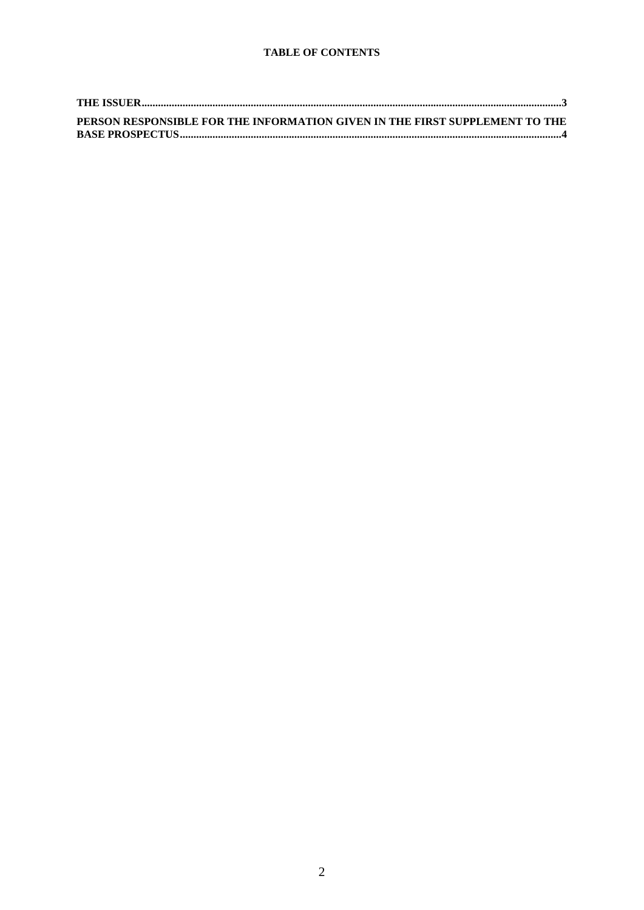**TABLE OF CONTENTS**

**THE ISSUER** .......................................................................................................... **3**

**PERSON RESPONSIBLE FOR THE INFORMATION GIVEN IN THE FIRST SUPPLEMENT TO THE BASE PROSPECTUS** .......................................................................................................... **4**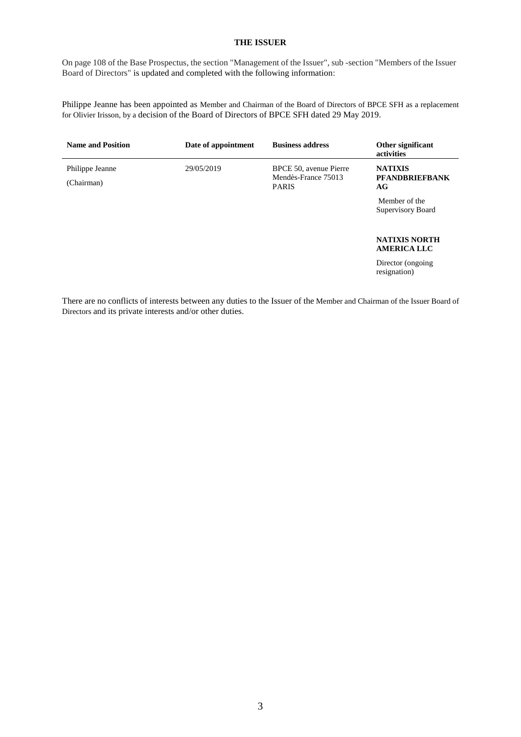**THE ISSUER**

On page 108 of the Base Prospectus, the section "Management of the Issuer", sub -section "Members of the Issuer Board of Directors" is updated and completed with the following information:

Philippe Jeanne has been appointed as Member and Chairman of the Board of Directors of BPCE SFH as a replacement for Olivier Irisson, by a decision of the Board of Directors of BPCE SFH dated 29 May 2019.

| Name and Position | Date of appointment | Business address | Other significant activities |
|---|---|---|---|
| Philippe Jeanne<br><br>(Chairman) | 29/05/2019 | BPCE 50, avenue Pierre Mendès-France 75013 PARIS | **NATIXIS PFANDBRIEFBANK AG**<br><br>Member of the Supervisory Board<br><br>**NATIXIS NORTH AMERICA LLC**<br><br>Director (ongoing resignation) |

There are no conflicts of interests between any duties to the Issuer of the Member and Chairman of the Issuer Board of Directors and its private interests and/or other duties.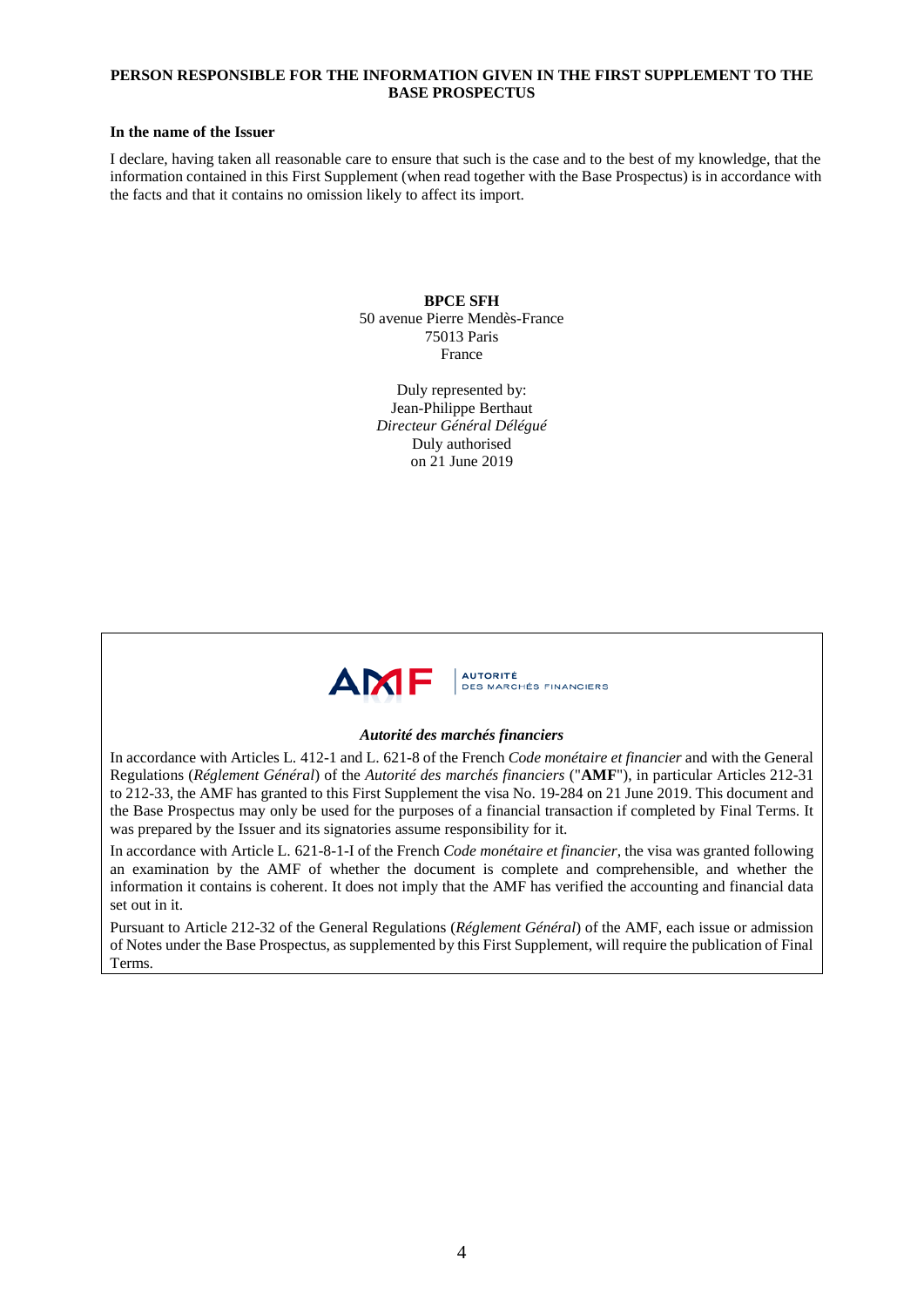**PERSON RESPONSIBLE FOR THE INFORMATION GIVEN IN THE FIRST SUPPLEMENT TO THE BASE PROSPECTUS**

**In the name of the Issuer**

I declare, having taken all reasonable care to ensure that such is the case and to the best of my knowledge, that the information contained in this First Supplement (when read together with the Base Prospectus) is in accordance with the facts and that it contains no omission likely to affect its import.

**BPCE SFH**
50 avenue Pierre Mendès-France
75013 Paris
France

Duly represented by:
Jean-Philippe Berthaut
*Directeur Général Délégué*
Duly authorised
on 21 June 2019

AMF | AUTORITÉ DES MARCHÉS FINANCIERS

***Autorité des marchés financiers***

In accordance with Articles L. 412-1 and L. 621-8 of the French *Code monétaire et financier* and with the General Regulations (*Réglement Général*) of the *Autorité des marchés financiers* ("**AMF**"), in particular Articles 212-31 to 212-33, the AMF has granted to this First Supplement the visa No. 19-284 on 21 June 2019. This document and the Base Prospectus may only be used for the purposes of a financial transaction if completed by Final Terms. It was prepared by the Issuer and its signatories assume responsibility for it.

In accordance with Article L. 621-8-1-I of the French *Code monétaire et financier*, the visa was granted following an examination by the AMF of whether the document is complete and comprehensible, and whether the information it contains is coherent. It does not imply that the AMF has verified the accounting and financial data set out in it.

Pursuant to Article 212-32 of the General Regulations (*Réglement Général*) of the AMF, each issue or admission of Notes under the Base Prospectus, as supplemented by this First Supplement, will require the publication of Final Terms.